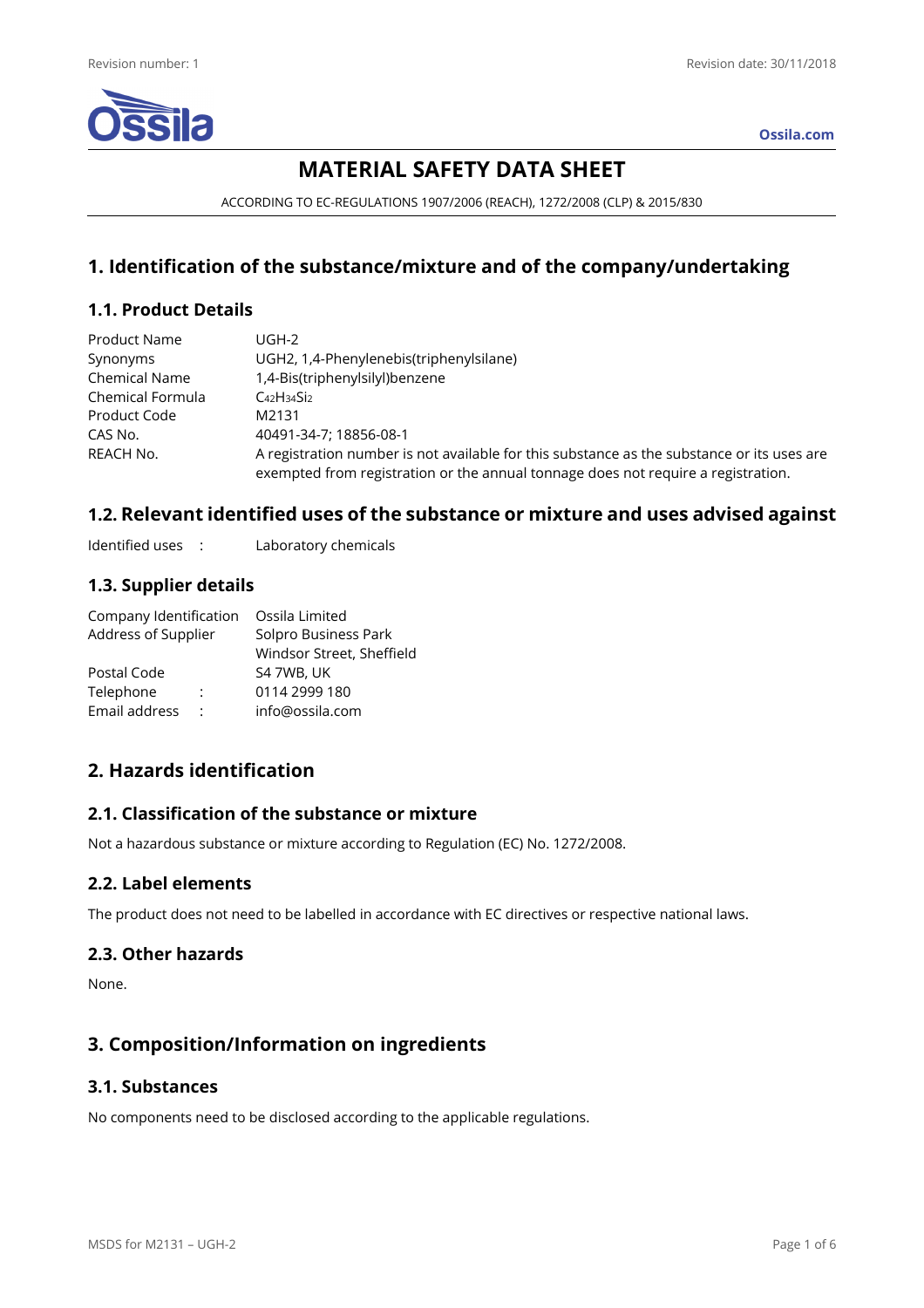Revision number: 1

Revision date: 30/11/2018

Ossila.com

# MATERIAL SAFETY DATA SHEET

ACCORDING TO EC-REGULATIONS 1907/2006 (REACH), 1272/2008 (CLP) & 2015/830

## 1. Identification of the substance/mixture and of the company/undertaking

### 1.1. Product Details

| | |
|---|---|
| Product Name | UGH-2 |
| Synonyms | UGH2, 1,4-Phenylenebis(triphenylsilane) |
| Chemical Name | 1,4-Bis(triphenylsilyl)benzene |
| Chemical Formula | $C_{42}H_{34}Si_2$ |
| Product Code | M2131 |
| CAS No. | 40491-34-7; 18856-08-1 |
| REACH No. | A registration number is not available for this substance as the substance or its uses are exempted from registration or the annual tonnage does not require a registration. |

## 1.2. Relevant identified uses of the substance or mixture and uses advised against

Identified uses : Laboratory chemicals

### 1.3. Supplier details

| | |
|---|---|
| Company Identification | Ossila Limited |
| Address of Supplier | Solpro Business Park<br>Windsor Street, Sheffield |
| Postal Code | S4 7WB, UK |
| Telephone : | 0114 2999 180 |
| Email address : | info@ossila.com |

## 2. Hazards identification

### 2.1. Classification of the substance or mixture

Not a hazardous substance or mixture according to Regulation (EC) No. 1272/2008.

### 2.2. Label elements

The product does not need to be labelled in accordance with EC directives or respective national laws.

### 2.3. Other hazards

None.

## 3. Composition/Information on ingredients

### 3.1. Substances

No components need to be disclosed according to the applicable regulations.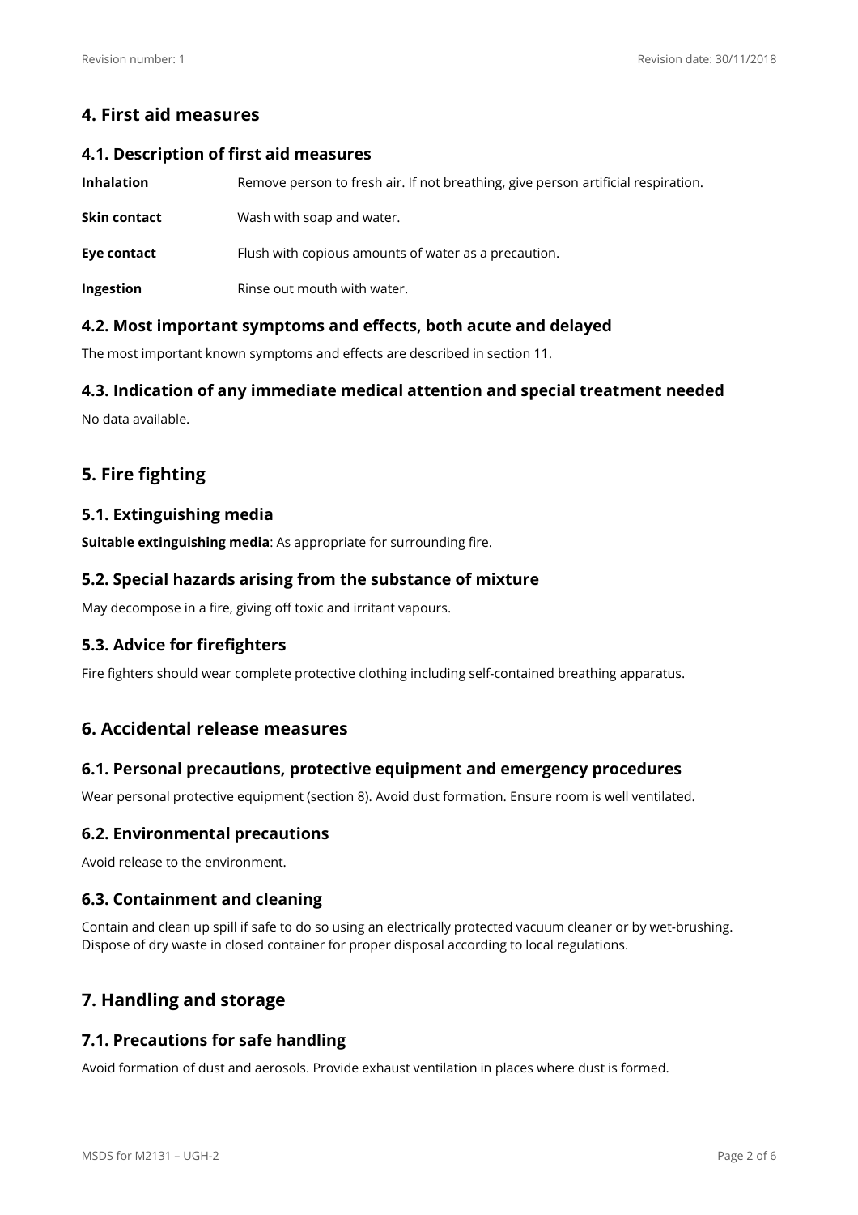## 4. First aid measures

### 4.1. Description of first aid measures

**Inhalation** Remove person to fresh air. If not breathing, give person artificial respiration.

**Skin contact** Wash with soap and water.

**Eye contact** Flush with copious amounts of water as a precaution.

**Ingestion** Rinse out mouth with water.

### 4.2. Most important symptoms and effects, both acute and delayed

The most important known symptoms and effects are described in section 11.

### 4.3. Indication of any immediate medical attention and special treatment needed

No data available.

## 5. Fire fighting

### 5.1. Extinguishing media

**Suitable extinguishing media**: As appropriate for surrounding fire.

### 5.2. Special hazards arising from the substance of mixture

May decompose in a fire, giving off toxic and irritant vapours.

### 5.3. Advice for firefighters

Fire fighters should wear complete protective clothing including self-contained breathing apparatus.

## 6. Accidental release measures

### 6.1. Personal precautions, protective equipment and emergency procedures

Wear personal protective equipment (section 8). Avoid dust formation. Ensure room is well ventilated.

### 6.2. Environmental precautions

Avoid release to the environment.

### 6.3. Containment and cleaning

Contain and clean up spill if safe to do so using an electrically protected vacuum cleaner or by wet-brushing. Dispose of dry waste in closed container for proper disposal according to local regulations.

## 7. Handling and storage

### 7.1. Precautions for safe handling

Avoid formation of dust and aerosols. Provide exhaust ventilation in places where dust is formed.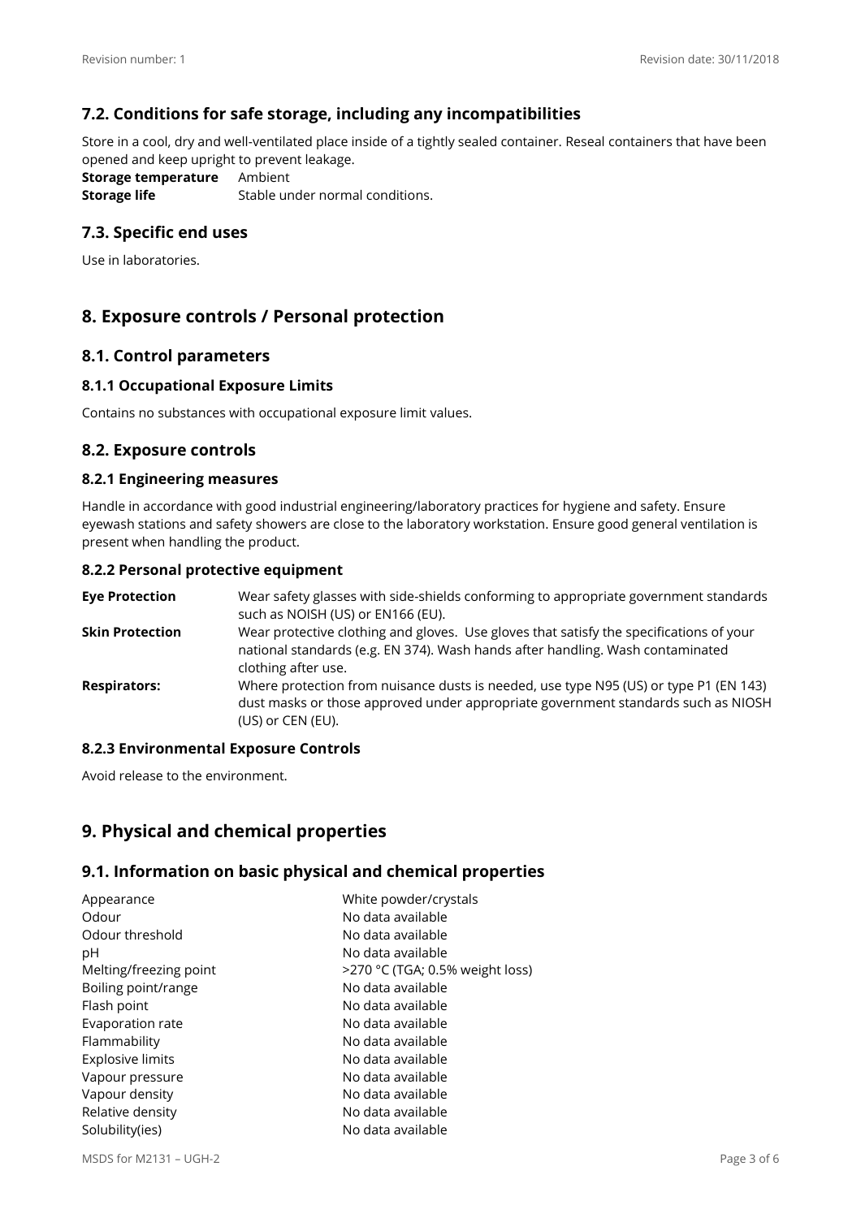## 7.2. Conditions for safe storage, including any incompatibilities

Store in a cool, dry and well-ventilated place inside of a tightly sealed container. Reseal containers that have been opened and keep upright to prevent leakage.

**Storage temperature** Ambient
**Storage life** Stable under normal conditions.

## 7.3. Specific end uses

Use in laboratories.

# 8. Exposure controls / Personal protection

## 8.1. Control parameters

### 8.1.1 Occupational Exposure Limits

Contains no substances with occupational exposure limit values.

## 8.2. Exposure controls

### 8.2.1 Engineering measures

Handle in accordance with good industrial engineering/laboratory practices for hygiene and safety. Ensure eyewash stations and safety showers are close to the laboratory workstation. Ensure good general ventilation is present when handling the product.

### 8.2.2 Personal protective equipment

| | |
|---|---|
| **Eye Protection** | Wear safety glasses with side-shields conforming to appropriate government standards such as NOISH (US) or EN166 (EU). |
| **Skin Protection** | Wear protective clothing and gloves. Use gloves that satisfy the specifications of your national standards (e.g. EN 374). Wash hands after handling. Wash contaminated clothing after use. |
| **Respirators:** | Where protection from nuisance dusts is needed, use type N95 (US) or type P1 (EN 143) dust masks or those approved under appropriate government standards such as NIOSH (US) or CEN (EU). |

### 8.2.3 Environmental Exposure Controls

Avoid release to the environment.

# 9. Physical and chemical properties

## 9.1. Information on basic physical and chemical properties

| | |
|---|---|
| Appearance | White powder/crystals |
| Odour | No data available |
| Odour threshold | No data available |
| pH | No data available |
| Melting/freezing point | >270 °C (TGA; 0.5% weight loss) |
| Boiling point/range | No data available |
| Flash point | No data available |
| Evaporation rate | No data available |
| Flammability | No data available |
| Explosive limits | No data available |
| Vapour pressure | No data available |
| Vapour density | No data available |
| Relative density | No data available |
| Solubility(ies) | No data available |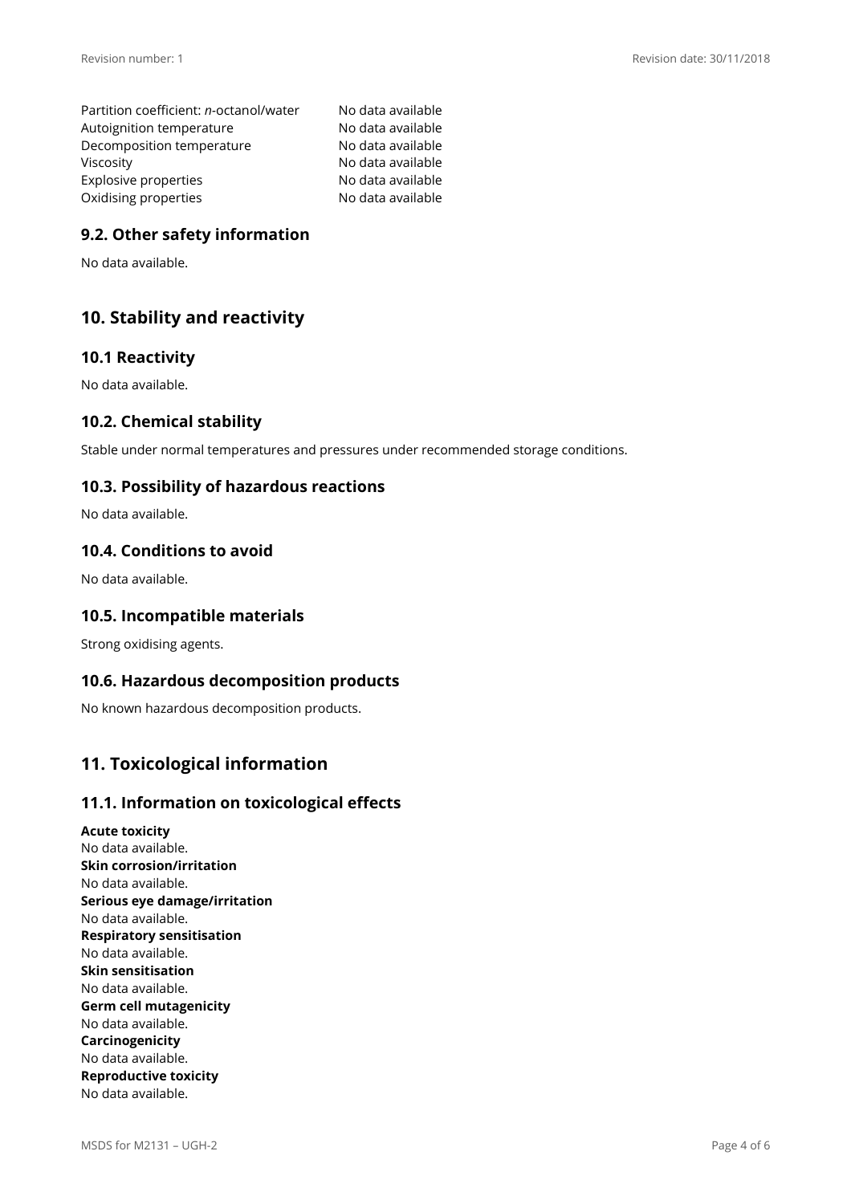| | |
|---|---|
| Partition coefficient: *n*-octanol/water | No data available |
| Autoignition temperature | No data available |
| Decomposition temperature | No data available |
| Viscosity | No data available |
| Explosive properties | No data available |
| Oxidising properties | No data available |

### 9.2. Other safety information

No data available.

## 10. Stability and reactivity

### 10.1 Reactivity

No data available.

### 10.2. Chemical stability

Stable under normal temperatures and pressures under recommended storage conditions.

### 10.3. Possibility of hazardous reactions

No data available.

### 10.4. Conditions to avoid

No data available.

### 10.5. Incompatible materials

Strong oxidising agents.

### 10.6. Hazardous decomposition products

No known hazardous decomposition products.

## 11. Toxicological information

### 11.1. Information on toxicological effects

**Acute toxicity**
No data available.
**Skin corrosion/irritation**
No data available.
**Serious eye damage/irritation**
No data available.
**Respiratory sensitisation**
No data available.
**Skin sensitisation**
No data available.
**Germ cell mutagenicity**
No data available.
**Carcinogenicity**
No data available.
**Reproductive toxicity**
No data available.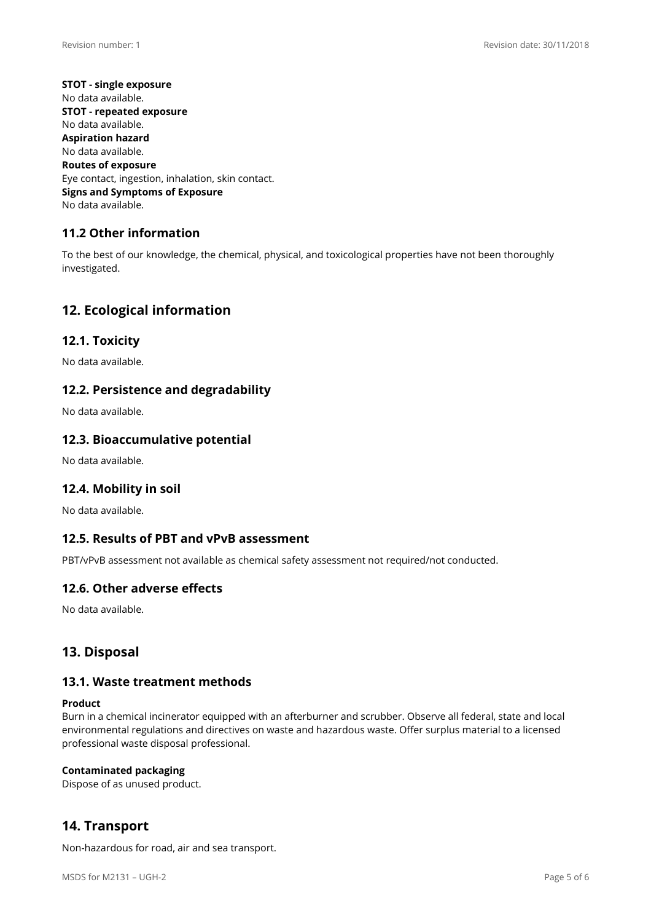**STOT - single exposure**
No data available.
**STOT - repeated exposure**
No data available.
**Aspiration hazard**
No data available.
**Routes of exposure**
Eye contact, ingestion, inhalation, skin contact.
**Signs and Symptoms of Exposure**
No data available.

### 11.2 Other information

To the best of our knowledge, the chemical, physical, and toxicological properties have not been thoroughly investigated.

## 12. Ecological information

### 12.1. Toxicity

No data available.

### 12.2. Persistence and degradability

No data available.

### 12.3. Bioaccumulative potential

No data available.

### 12.4. Mobility in soil

No data available.

### 12.5. Results of PBT and vPvB assessment

PBT/vPvB assessment not available as chemical safety assessment not required/not conducted.

### 12.6. Other adverse effects

No data available.

## 13. Disposal

### 13.1. Waste treatment methods

**Product**
Burn in a chemical incinerator equipped with an afterburner and scrubber. Observe all federal, state and local environmental regulations and directives on waste and hazardous waste. Offer surplus material to a licensed professional waste disposal professional.

**Contaminated packaging**
Dispose of as unused product.

## 14. Transport

Non-hazardous for road, air and sea transport.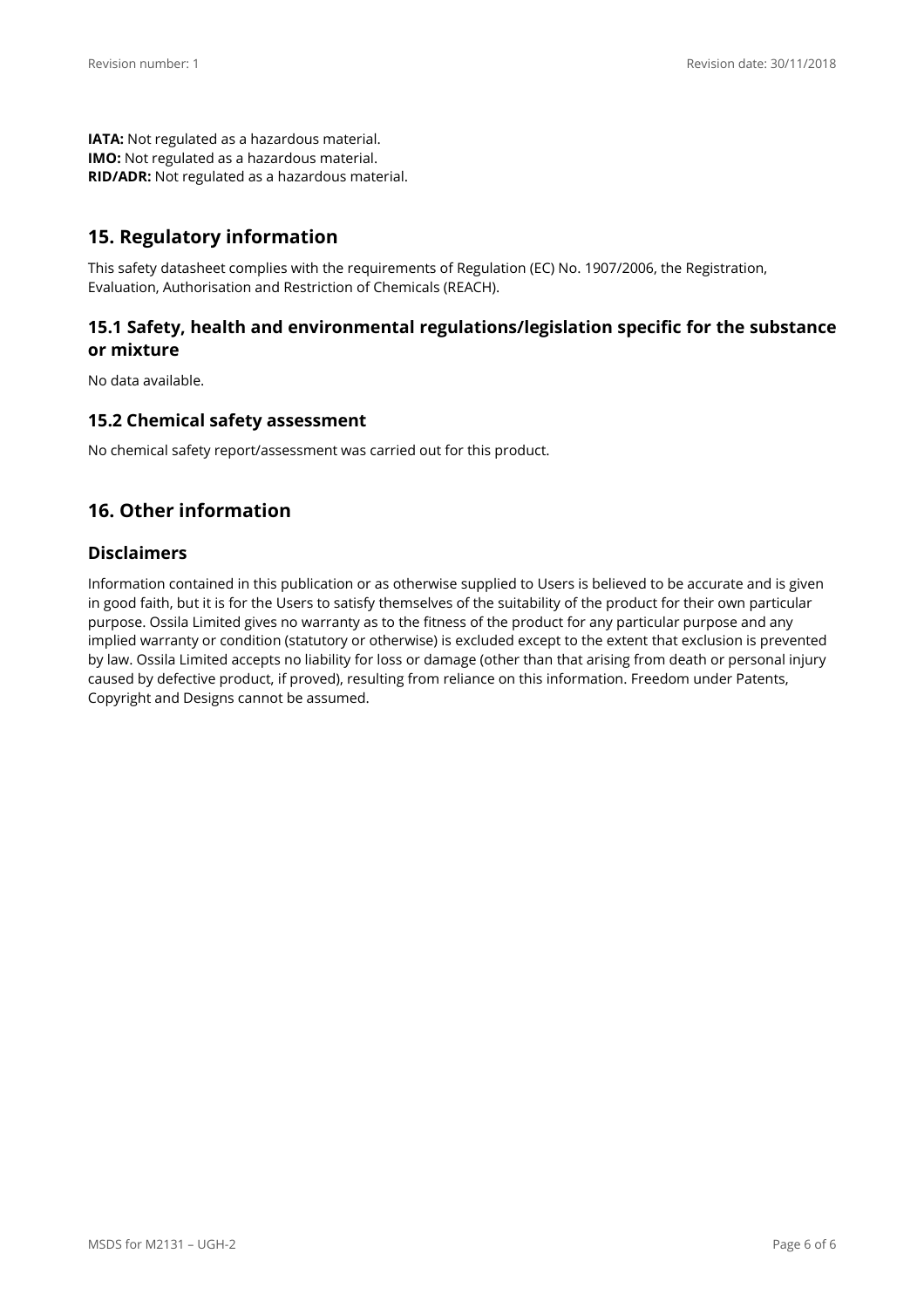**IATA:** Not regulated as a hazardous material.
**IMO:** Not regulated as a hazardous material.
**RID/ADR:** Not regulated as a hazardous material.

## 15. Regulatory information

This safety datasheet complies with the requirements of Regulation (EC) No. 1907/2006, the Registration, Evaluation, Authorisation and Restriction of Chemicals (REACH).

### 15.1 Safety, health and environmental regulations/legislation specific for the substance or mixture

No data available.

### 15.2 Chemical safety assessment

No chemical safety report/assessment was carried out for this product.

## 16. Other information

### Disclaimers

Information contained in this publication or as otherwise supplied to Users is believed to be accurate and is given in good faith, but it is for the Users to satisfy themselves of the suitability of the product for their own particular purpose. Ossila Limited gives no warranty as to the fitness of the product for any particular purpose and any implied warranty or condition (statutory or otherwise) is excluded except to the extent that exclusion is prevented by law. Ossila Limited accepts no liability for loss or damage (other than that arising from death or personal injury caused by defective product, if proved), resulting from reliance on this information. Freedom under Patents, Copyright and Designs cannot be assumed.